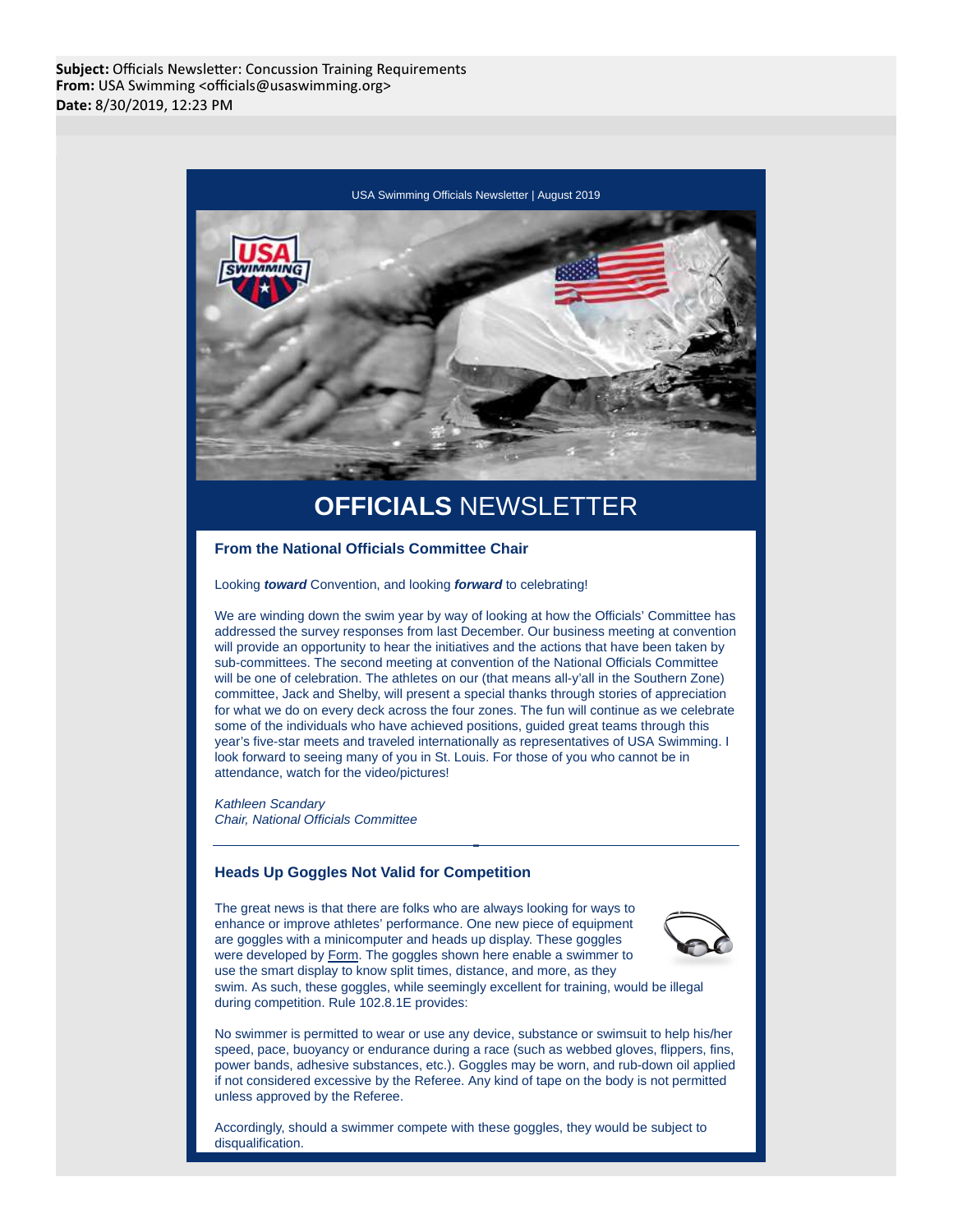**Subject:** Officials Newsletter: Concussion Training Requirements
**From:** USA Swimming <officials@usaswimming.org>
**Date:** 8/30/2019, 12:23 PM

USA Swimming Officials Newsletter | August 2019

# **OFFICIALS** NEWSLETTER

## From the National Officials Committee Chair

Looking ***toward*** Convention, and looking ***forward*** to celebrating!

We are winding down the swim year by way of looking at how the Officials' Committee has addressed the survey responses from last December. Our business meeting at convention will provide an opportunity to hear the initiatives and the actions that have been taken by sub-committees. The second meeting at convention of the National Officials Committee will be one of celebration. The athletes on our (that means all-y'all in the Southern Zone) committee, Jack and Shelby, will present a special thanks through stories of appreciation for what we do on every deck across the four zones. The fun will continue as we celebrate some of the individuals who have achieved positions, guided great teams through this year's five-star meets and traveled internationally as representatives of USA Swimming. I look forward to seeing many of you in St. Louis. For those of you who cannot be in attendance, watch for the video/pictures!

*Kathleen Scandary*
*Chair, National Officials Committee*

---

## Heads Up Goggles Not Valid for Competition

The great news is that there are folks who are always looking for ways to enhance or improve athletes' performance. One new piece of equipment are goggles with a minicomputer and heads up display. These goggles were developed by Form. The goggles shown here enable a swimmer to use the smart display to know split times, distance, and more, as they swim. As such, these goggles, while seemingly excellent for training, would be illegal during competition. Rule 102.8.1E provides:

No swimmer is permitted to wear or use any device, substance or swimsuit to help his/her speed, pace, buoyancy or endurance during a race (such as webbed gloves, flippers, fins, power bands, adhesive substances, etc.). Goggles may be worn, and rub-down oil applied if not considered excessive by the Referee. Any kind of tape on the body is not permitted unless approved by the Referee.

Accordingly, should a swimmer compete with these goggles, they would be subject to disqualification.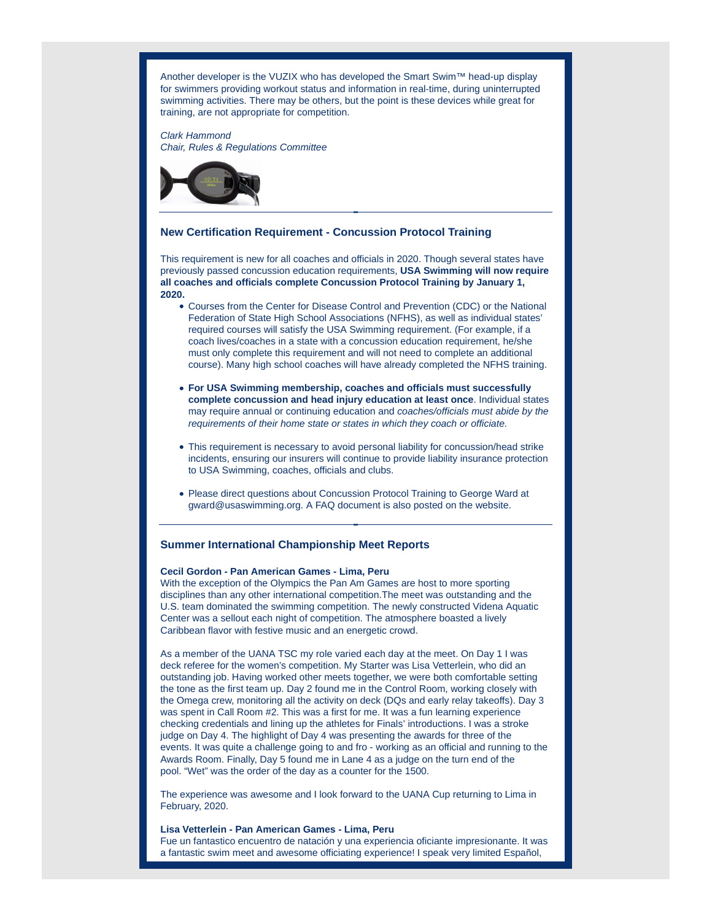Another developer is the VUZIX who has developed the Smart Swim™ head-up display for swimmers providing workout status and information in real-time, during uninterrupted swimming activities. There may be others, but the point is these devices while great for training, are not appropriate for competition.

*Clark Hammond*
*Chair, Rules & Regulations Committee*

---

### New Certification Requirement - Concussion Protocol Training

This requirement is new for all coaches and officials in 2020. Though several states have previously passed concussion education requirements, **USA Swimming will now require all coaches and officials complete Concussion Protocol Training by January 1, 2020.**

- Courses from the Center for Disease Control and Prevention (CDC) or the National Federation of State High School Associations (NFHS), as well as individual states' required courses will satisfy the USA Swimming requirement. (For example, if a coach lives/coaches in a state with a concussion education requirement, he/she must only complete this requirement and will not need to complete an additional course). Many high school coaches will have already completed the NFHS training.
- **For USA Swimming membership, coaches and officials must successfully complete concussion and head injury education at least once**. Individual states may require annual or continuing education and *coaches/officials must abide by the requirements of their home state or states in which they coach or officiate.*
- This requirement is necessary to avoid personal liability for concussion/head strike incidents, ensuring our insurers will continue to provide liability insurance protection to USA Swimming, coaches, officials and clubs.
- Please direct questions about Concussion Protocol Training to George Ward at gward@usaswimming.org. A FAQ document is also posted on the website.

---

### Summer International Championship Meet Reports

**Cecil Gordon - Pan American Games - Lima, Peru**
With the exception of the Olympics the Pan Am Games are host to more sporting disciplines than any other international competition.The meet was outstanding and the U.S. team dominated the swimming competition. The newly constructed Videna Aquatic Center was a sellout each night of competition. The atmosphere boasted a lively Caribbean flavor with festive music and an energetic crowd.

As a member of the UANA TSC my role varied each day at the meet. On Day 1 I was deck referee for the women's competition. My Starter was Lisa Vetterlein, who did an outstanding job. Having worked other meets together, we were both comfortable setting the tone as the first team up. Day 2 found me in the Control Room, working closely with the Omega crew, monitoring all the activity on deck (DQs and early relay takeoffs). Day 3 was spent in Call Room #2. This was a first for me. It was a fun learning experience checking credentials and lining up the athletes for Finals' introductions. I was a stroke judge on Day 4. The highlight of Day 4 was presenting the awards for three of the events. It was quite a challenge going to and fro - working as an official and running to the Awards Room. Finally, Day 5 found me in Lane 4 as a judge on the turn end of the pool. "Wet" was the order of the day as a counter for the 1500.

The experience was awesome and I look forward to the UANA Cup returning to Lima in February, 2020.

**Lisa Vetterlein - Pan American Games - Lima, Peru**
Fue un fantastico encuentro de natación y una experiencia oficiante impresionante. It was a fantastic swim meet and awesome officiating experience! I speak very limited Español,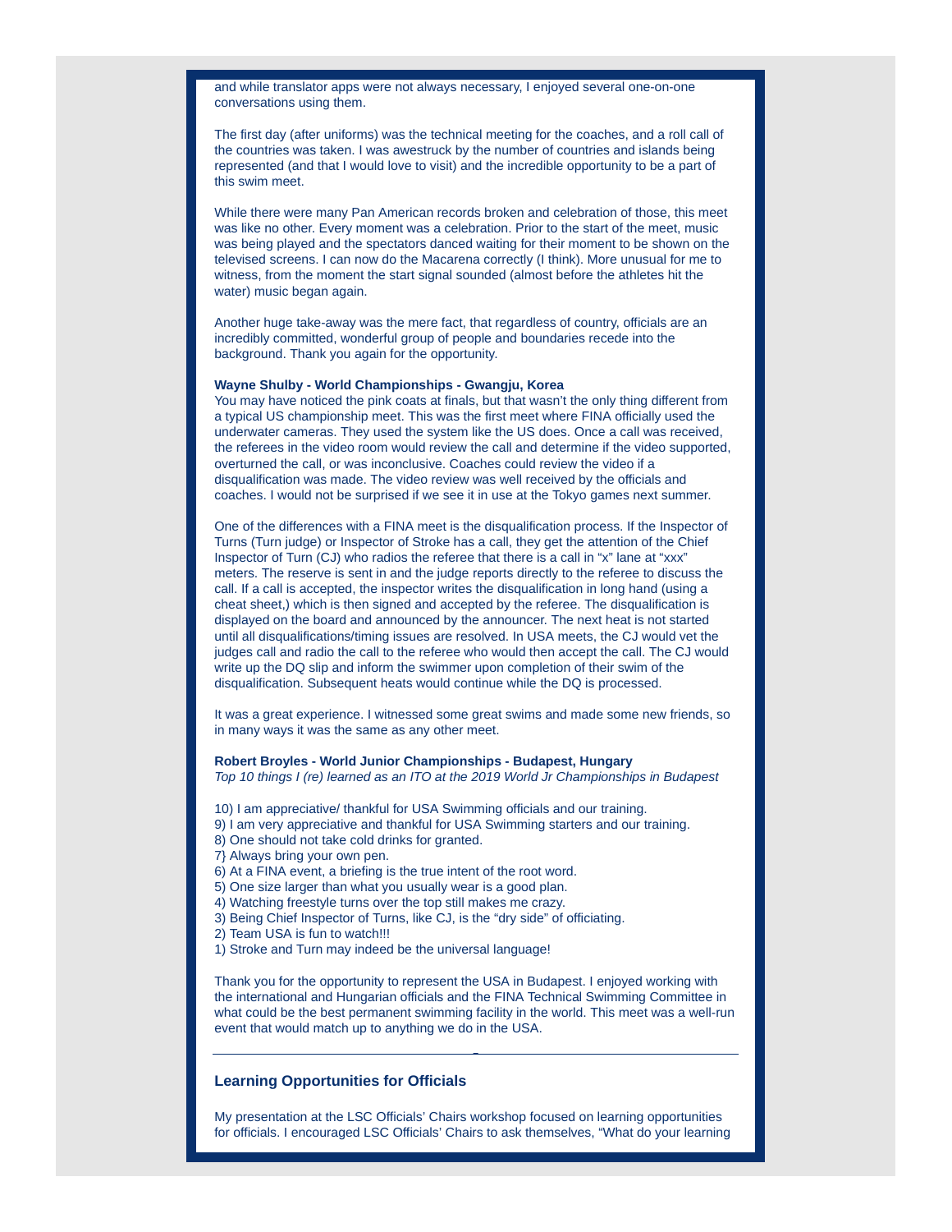and while translator apps were not always necessary, I enjoyed several one-on-one conversations using them.

The first day (after uniforms) was the technical meeting for the coaches, and a roll call of the countries was taken. I was awestruck by the number of countries and islands being represented (and that I would love to visit) and the incredible opportunity to be a part of this swim meet.

While there were many Pan American records broken and celebration of those, this meet was like no other. Every moment was a celebration. Prior to the start of the meet, music was being played and the spectators danced waiting for their moment to be shown on the televised screens. I can now do the Macarena correctly (I think). More unusual for me to witness, from the moment the start signal sounded (almost before the athletes hit the water) music began again.

Another huge take-away was the mere fact, that regardless of country, officials are an incredibly committed, wonderful group of people and boundaries recede into the background. Thank you again for the opportunity.

**Wayne Shulby - World Championships - Gwangju, Korea**

You may have noticed the pink coats at finals, but that wasn't the only thing different from a typical US championship meet. This was the first meet where FINA officially used the underwater cameras. They used the system like the US does. Once a call was received, the referees in the video room would review the call and determine if the video supported, overturned the call, or was inconclusive. Coaches could review the video if a disqualification was made. The video review was well received by the officials and coaches. I would not be surprised if we see it in use at the Tokyo games next summer.

One of the differences with a FINA meet is the disqualification process. If the Inspector of Turns (Turn judge) or Inspector of Stroke has a call, they get the attention of the Chief Inspector of Turn (CJ) who radios the referee that there is a call in "x" lane at "xxx" meters. The reserve is sent in and the judge reports directly to the referee to discuss the call. If a call is accepted, the inspector writes the disqualification in long hand (using a cheat sheet,) which is then signed and accepted by the referee. The disqualification is displayed on the board and announced by the announcer. The next heat is not started until all disqualifications/timing issues are resolved. In USA meets, the CJ would vet the judges call and radio the call to the referee who would then accept the call. The CJ would write up the DQ slip and inform the swimmer upon completion of their swim of the disqualification. Subsequent heats would continue while the DQ is processed.

It was a great experience. I witnessed some great swims and made some new friends, so in many ways it was the same as any other meet.

**Robert Broyles - World Junior Championships - Budapest, Hungary**

*Top 10 things I (re) learned as an ITO at the 2019 World Jr Championships in Budapest*

10) I am appreciative/ thankful for USA Swimming officials and our training.
9) I am very appreciative and thankful for USA Swimming starters and our training.
8) One should not take cold drinks for granted.
7} Always bring your own pen.
6) At a FINA event, a briefing is the true intent of the root word.
5) One size larger than what you usually wear is a good plan.
4) Watching freestyle turns over the top still makes me crazy.
3) Being Chief Inspector of Turns, like CJ, is the "dry side" of officiating.
2) Team USA is fun to watch!!!
1) Stroke and Turn may indeed be the universal language!

Thank you for the opportunity to represent the USA in Budapest. I enjoyed working with the international and Hungarian officials and the FINA Technical Swimming Committee in what could be the best permanent swimming facility in the world. This meet was a well-run event that would match up to anything we do in the USA.

---

### Learning Opportunities for Officials

My presentation at the LSC Officials' Chairs workshop focused on learning opportunities for officials. I encouraged LSC Officials' Chairs to ask themselves, "What do your learning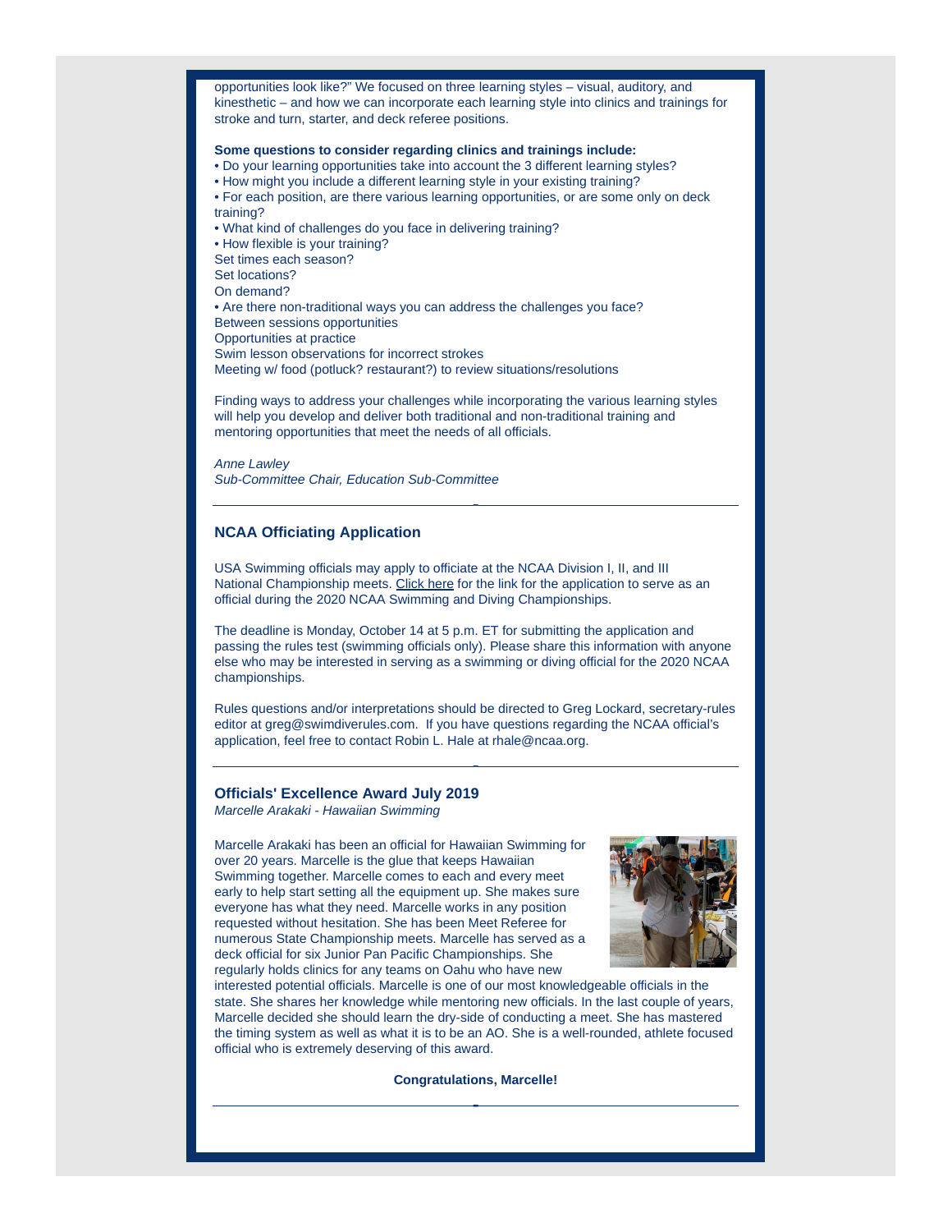opportunities look like?" We focused on three learning styles – visual, auditory, and kinesthetic – and how we can incorporate each learning style into clinics and trainings for stroke and turn, starter, and deck referee positions.

**Some questions to consider regarding clinics and trainings include:**

- Do your learning opportunities take into account the 3 different learning styles?
- How might you include a different learning style in your existing training?
- For each position, are there various learning opportunities, or are some only on deck training?
- What kind of challenges do you face in delivering training?
- How flexible is your training?

Set times each season?
Set locations?
On demand?

- Are there non-traditional ways you can address the challenges you face?

Between sessions opportunities
Opportunities at practice
Swim lesson observations for incorrect strokes
Meeting w/ food (potluck? restaurant?) to review situations/resolutions

Finding ways to address your challenges while incorporating the various learning styles will help you develop and deliver both traditional and non-traditional training and mentoring opportunities that meet the needs of all officials.

*Anne Lawley*
*Sub-Committee Chair, Education Sub-Committee*

---

## NCAA Officiating Application

USA Swimming officials may apply to officiate at the NCAA Division I, II, and III National Championship meets. Click here for the link for the application to serve as an official during the 2020 NCAA Swimming and Diving Championships.

The deadline is Monday, October 14 at 5 p.m. ET for submitting the application and passing the rules test (swimming officials only). Please share this information with anyone else who may be interested in serving as a swimming or diving official for the 2020 NCAA championships.

Rules questions and/or interpretations should be directed to Greg Lockard, secretary-rules editor at greg@swimdiverules.com. If you have questions regarding the NCAA official's application, feel free to contact Robin L. Hale at rhale@ncaa.org.

---

## Officials' Excellence Award July 2019

*Marcelle Arakaki - Hawaiian Swimming*

Marcelle Arakaki has been an official for Hawaiian Swimming for over 20 years. Marcelle is the glue that keeps Hawaiian Swimming together. Marcelle comes to each and every meet early to help start setting all the equipment up. She makes sure everyone has what they need. Marcelle works in any position requested without hesitation. She has been Meet Referee for numerous State Championship meets. Marcelle has served as a deck official for six Junior Pan Pacific Championships. She regularly holds clinics for any teams on Oahu who have new interested potential officials. Marcelle is one of our most knowledgeable officials in the state. She shares her knowledge while mentoring new officials. In the last couple of years, Marcelle decided she should learn the dry-side of conducting a meet. She has mastered the timing system as well as what it is to be an AO. She is a well-rounded, athlete focused official who is extremely deserving of this award.

**Congratulations, Marcelle!**

---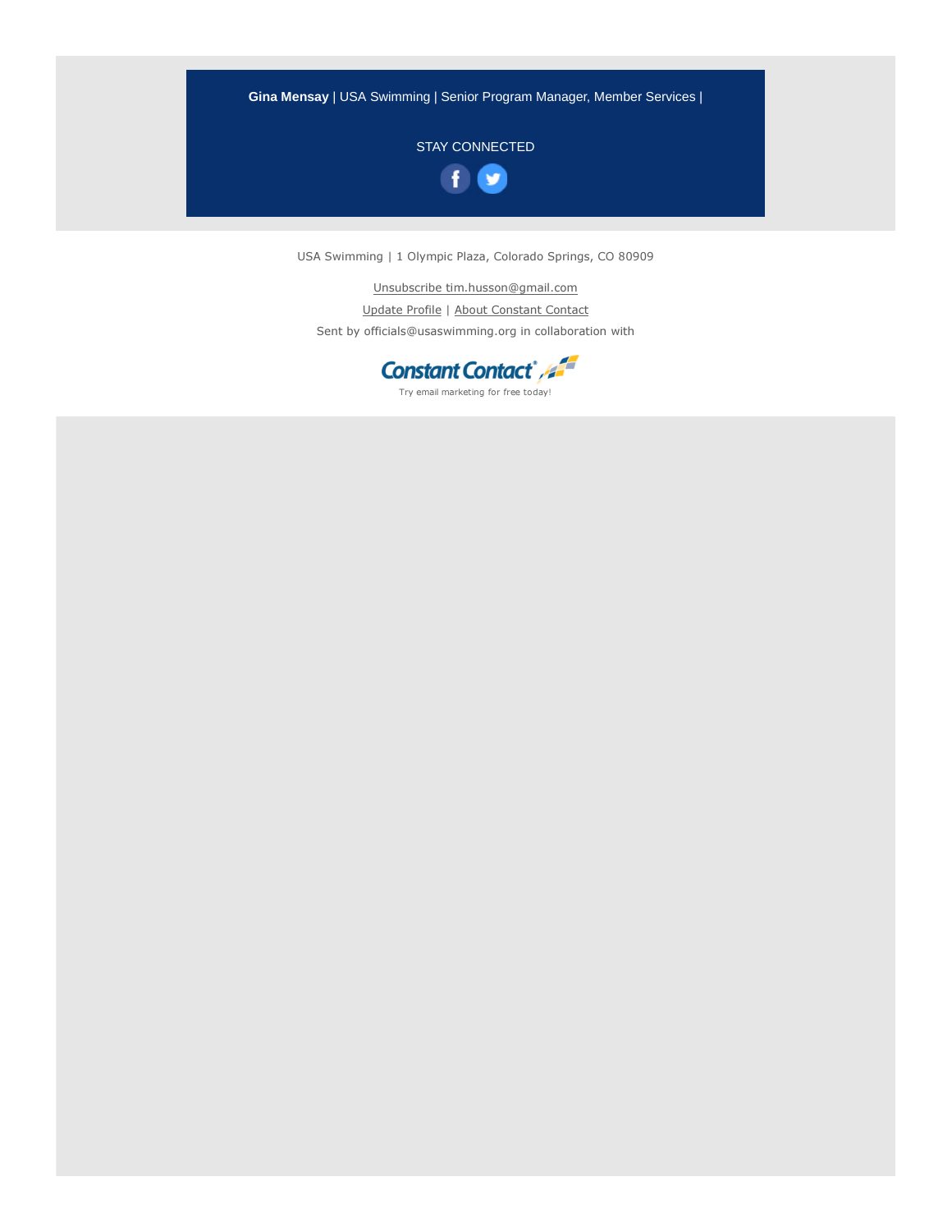**Gina Mensay** | USA Swimming | Senior Program Manager, Member Services |

STAY CONNECTED

USA Swimming | 1 Olympic Plaza, Colorado Springs, CO 80909

Unsubscribe tim.husson@gmail.com

Update Profile | About Constant Contact

Sent by officials@usaswimming.org in collaboration with

Constant Contact

Try email marketing for free today!